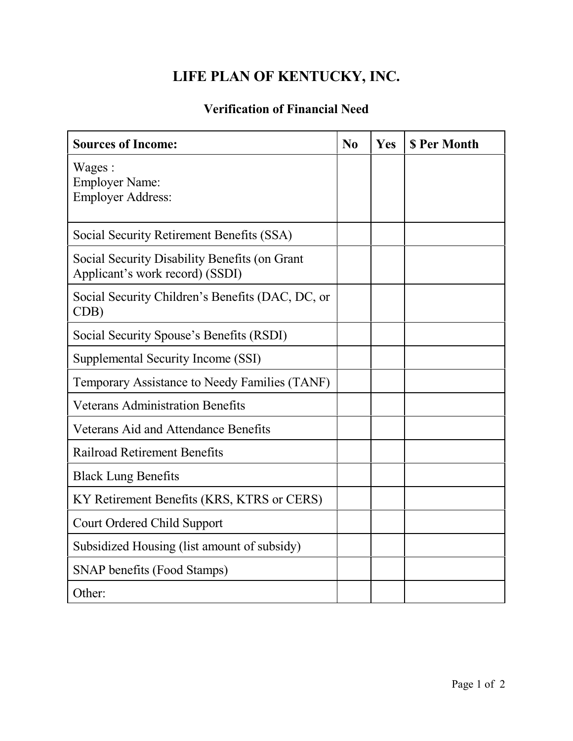# LIFE PLAN OF KENTUCKY, INC.

## Verification of Financial Need

| Sources of Income: | No | Yes | $ Per Month |
|---|---|---|---|
| Wages :<br>Employer Name:<br>Employer Address: | | | |
| Social Security Retirement Benefits (SSA) | | | |
| Social Security Disability Benefits (on Grant Applicant's work record) (SSDI) | | | |
| Social Security Children's Benefits (DAC, DC, or CDB) | | | |
| Social Security Spouse's Benefits (RSDI) | | | |
| Supplemental Security Income (SSI) | | | |
| Temporary Assistance to Needy Families (TANF) | | | |
| Veterans Administration Benefits | | | |
| Veterans Aid and Attendance Benefits | | | |
| Railroad Retirement Benefits | | | |
| Black Lung Benefits | | | |
| KY Retirement Benefits (KRS, KTRS or CERS) | | | |
| Court Ordered Child Support | | | |
| Subsidized Housing (list amount of subsidy) | | | |
| SNAP benefits (Food Stamps) | | | |
| Other: | | | |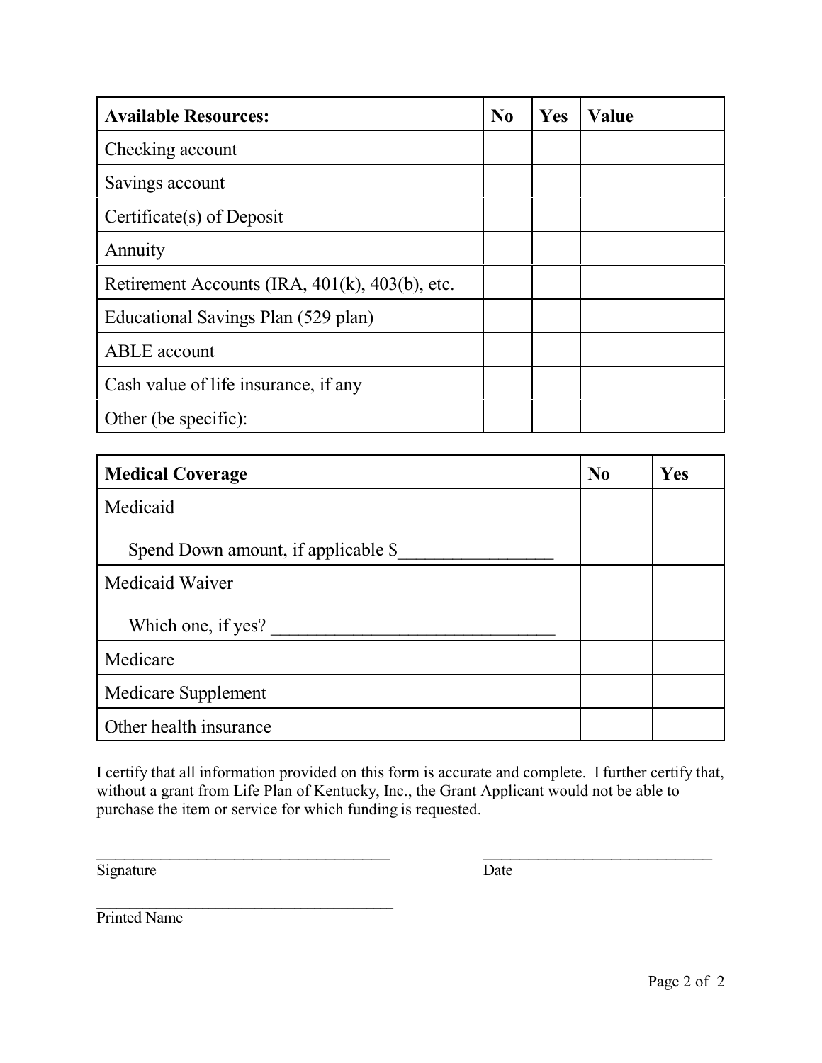| **Available Resources:** | **No** | **Yes** | **Value** |
|---|---|---|---|
| Checking account | | | |
| Savings account | | | |
| Certificate(s) of Deposit | | | |
| Annuity | | | |
| Retirement Accounts (IRA, 401(k), 403(b), etc. | | | |
| Educational Savings Plan (529 plan) | | | |
| ABLE account | | | |
| Cash value of life insurance, if any | | | |
| Other (be specific): | | | |

| **Medical Coverage** | **No** | **Yes** |
|---|---|---|
| Medicaid<br><br>Spend Down amount, if applicable $________________ | | |
| Medicaid Waiver<br><br>Which one, if yes? ______________________________ | | |
| Medicare | | |
| Medicare Supplement | | |
| Other health insurance | | |

I certify that all information provided on this form is accurate and complete. I further certify that, without a grant from Life Plan of Kentucky, Inc., the Grant Applicant would not be able to purchase the item or service for which funding is requested.

______________________________________ ______________________________

Signature Date

______________________________________

Printed Name